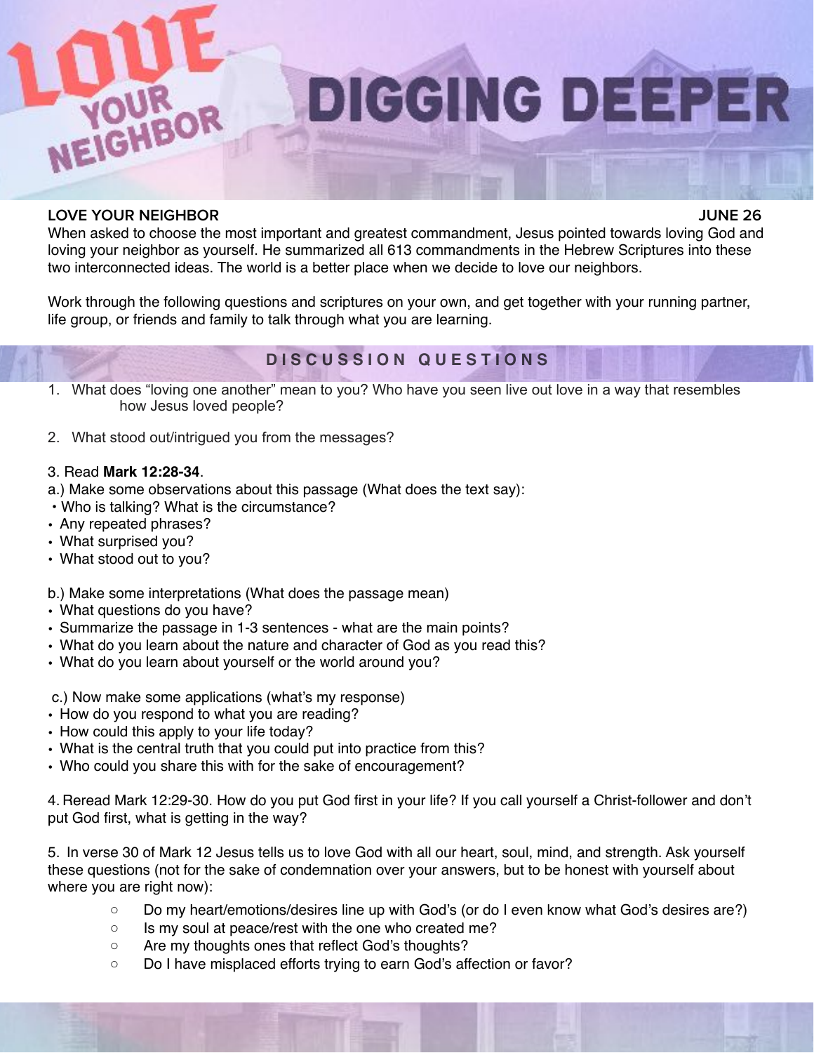# LOVE YOUR NEIGHBOR

# DIGGING DEEPER

**LOVE YOUR NEIGHBOR** **JUNE 26**

When asked to choose the most important and greatest commandment, Jesus pointed towards loving God and loving your neighbor as yourself. He summarized all 613 commandments in the Hebrew Scriptures into these two interconnected ideas. The world is a better place when we decide to love our neighbors.

Work through the following questions and scriptures on your own, and get together with your running partner, life group, or friends and family to talk through what you are learning.

## DISCUSSION QUESTIONS

1. What does "loving one another" mean to you? Who have you seen live out love in a way that resembles how Jesus loved people?

2. What stood out/intrigued you from the messages?

3. Read **Mark 12:28-34**.

a.) Make some observations about this passage (What does the text say):
- Who is talking? What is the circumstance?
- Any repeated phrases?
- What surprised you?
- What stood out to you?

b.) Make some interpretations (What does the passage mean)
- What questions do you have?
- Summarize the passage in 1-3 sentences - what are the main points?
- What do you learn about the nature and character of God as you read this?
- What do you learn about yourself or the world around you?

c.) Now make some applications (what's my response)
- How do you respond to what you are reading?
- How could this apply to your life today?
- What is the central truth that you could put into practice from this?
- Who could you share this with for the sake of encouragement?

4. Reread Mark 12:29-30. How do you put God first in your life? If you call yourself a Christ-follower and don't put God first, what is getting in the way?

5. In verse 30 of Mark 12 Jesus tells us to love God with all our heart, soul, mind, and strength. Ask yourself these questions (not for the sake of condemnation over your answers, but to be honest with yourself about where you are right now):

   - Do my heart/emotions/desires line up with God's (or do I even know what God's desires are?)
   - Is my soul at peace/rest with the one who created me?
   - Are my thoughts ones that reflect God's thoughts?
   - Do I have misplaced efforts trying to earn God's affection or favor?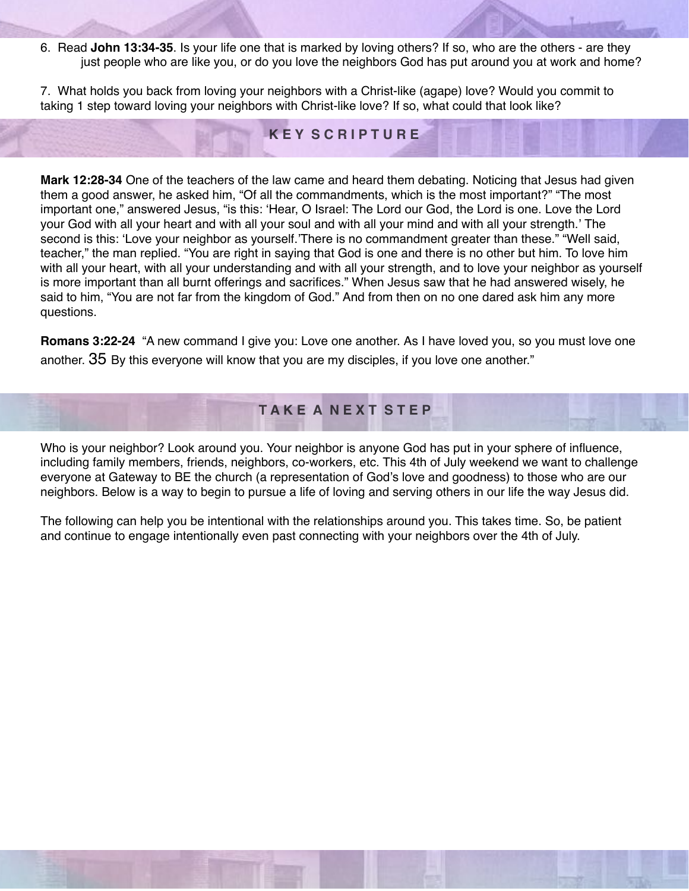6. Read **John 13:34-35**. Is your life one that is marked by loving others? If so, who are the others - are they just people who are like you, or do you love the neighbors God has put around you at work and home?

7. What holds you back from loving your neighbors with a Christ-like (agape) love? Would you commit to taking 1 step toward loving your neighbors with Christ-like love? If so, what could that look like?

## KEY SCRIPTURE

**Mark 12:28-34** One of the teachers of the law came and heard them debating. Noticing that Jesus had given them a good answer, he asked him, "Of all the commandments, which is the most important?" "The most important one," answered Jesus, "is this: 'Hear, O Israel: The Lord our God, the Lord is one. Love the Lord your God with all your heart and with all your soul and with all your mind and with all your strength.' The second is this: 'Love your neighbor as yourself.'There is no commandment greater than these." "Well said, teacher," the man replied. "You are right in saying that God is one and there is no other but him. To love him with all your heart, with all your understanding and with all your strength, and to love your neighbor as yourself is more important than all burnt offerings and sacrifices." When Jesus saw that he had answered wisely, he said to him, "You are not far from the kingdom of God." And from then on no one dared ask him any more questions.

**Romans 3:22-24** "A new command I give you: Love one another. As I have loved you, so you must love one another. 35 By this everyone will know that you are my disciples, if you love one another."

## TAKE A NEXT STEP

Who is your neighbor? Look around you. Your neighbor is anyone God has put in your sphere of influence, including family members, friends, neighbors, co-workers, etc. This 4th of July weekend we want to challenge everyone at Gateway to BE the church (a representation of God's love and goodness) to those who are our neighbors. Below is a way to begin to pursue a life of loving and serving others in our life the way Jesus did.

The following can help you be intentional with the relationships around you. This takes time. So, be patient and continue to engage intentionally even past connecting with your neighbors over the 4th of July.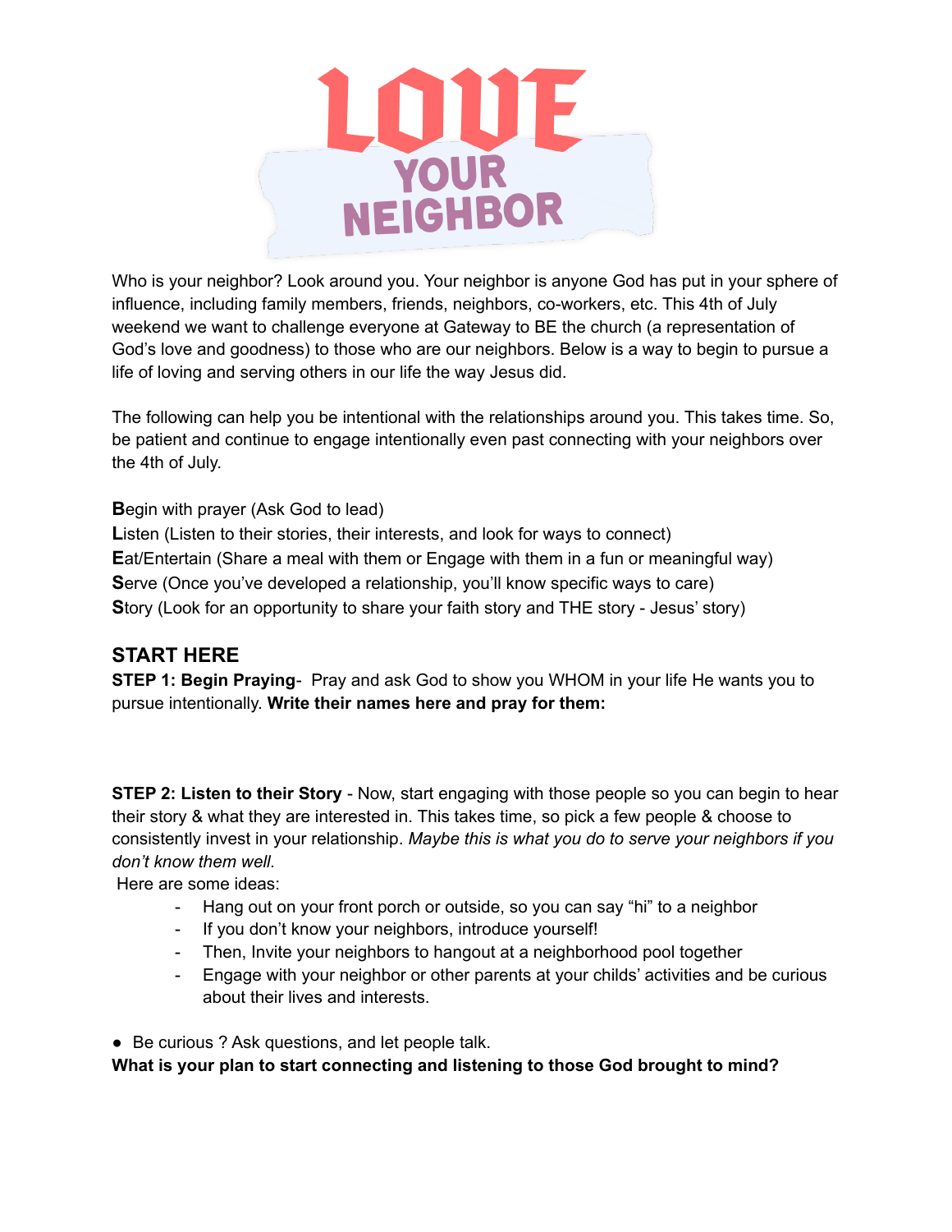# LOVE YOUR NEIGHBOR

Who is your neighbor? Look around you. Your neighbor is anyone God has put in your sphere of influence, including family members, friends, neighbors, co-workers, etc. This 4th of July weekend we want to challenge everyone at Gateway to BE the church (a representation of God's love and goodness) to those who are our neighbors. Below is a way to begin to pursue a life of loving and serving others in our life the way Jesus did.

The following can help you be intentional with the relationships around you. This takes time. So, be patient and continue to engage intentionally even past connecting with your neighbors over the 4th of July.

**B**egin with prayer (Ask God to lead)
**L**isten (Listen to their stories, their interests, and look for ways to connect)
**E**at/Entertain (Share a meal with them or Engage with them in a fun or meaningful way)
**S**erve (Once you've developed a relationship, you'll know specific ways to care)
**S**tory (Look for an opportunity to share your faith story and THE story - Jesus' story)

## START HERE

**STEP 1: Begin Praying**- Pray and ask God to show you WHOM in your life He wants you to pursue intentionally. **Write their names here and pray for them:**

**STEP 2: Listen to their Story** - Now, start engaging with those people so you can begin to hear their story & what they are interested in. This takes time, so pick a few people & choose to consistently invest in your relationship. *Maybe this is what you do to serve your neighbors if you don't know them well.*

Here are some ideas:

- Hang out on your front porch or outside, so you can say "hi" to a neighbor
- If you don't know your neighbors, introduce yourself!
- Then, Invite your neighbors to hangout at a neighborhood pool together
- Engage with your neighbor or other parents at your childs' activities and be curious about their lives and interests.

- Be curious ? Ask questions, and let people talk.

**What is your plan to start connecting and listening to those God brought to mind?**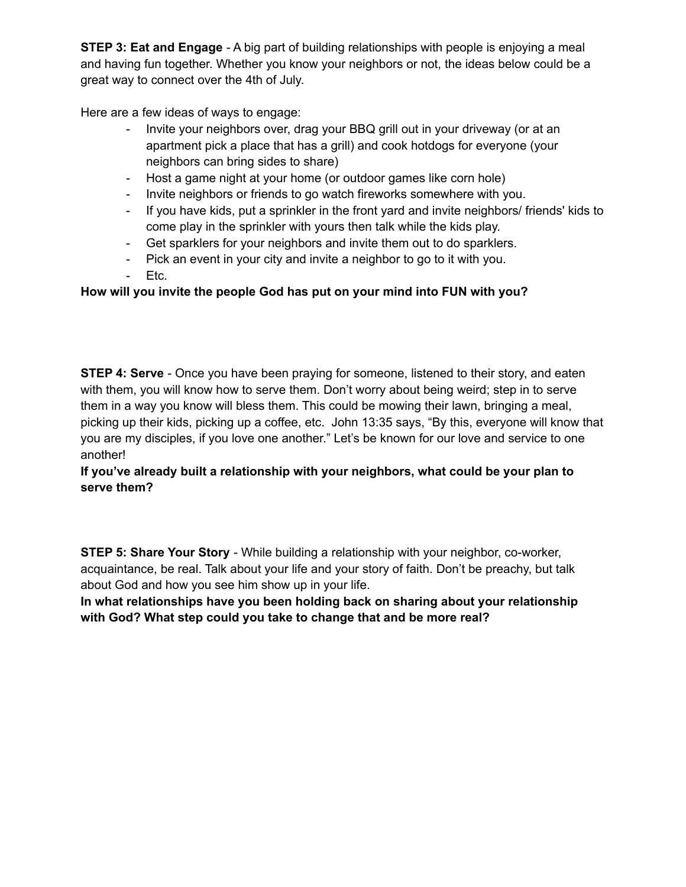**STEP 3: Eat and Engage** - A big part of building relationships with people is enjoying a meal and having fun together. Whether you know your neighbors or not, the ideas below could be a great way to connect over the 4th of July.

Here are a few ideas of ways to engage:

- Invite your neighbors over, drag your BBQ grill out in your driveway (or at an apartment pick a place that has a grill) and cook hotdogs for everyone (your neighbors can bring sides to share)
- Host a game night at your home (or outdoor games like corn hole)
- Invite neighbors or friends to go watch fireworks somewhere with you.
- If you have kids, put a sprinkler in the front yard and invite neighbors/ friends' kids to come play in the sprinkler with yours then talk while the kids play.
- Get sparklers for your neighbors and invite them out to do sparklers.
- Pick an event in your city and invite a neighbor to go to it with you.
- Etc.

**How will you invite the people God has put on your mind into FUN with you?**

**STEP 4: Serve** - Once you have been praying for someone, listened to their story, and eaten with them, you will know how to serve them. Don't worry about being weird; step in to serve them in a way you know will bless them. This could be mowing their lawn, bringing a meal, picking up their kids, picking up a coffee, etc. John 13:35 says, "By this, everyone will know that you are my disciples, if you love one another." Let's be known for our love and service to one another!

**If you've already built a relationship with your neighbors, what could be your plan to serve them?**

**STEP 5: Share Your Story** - While building a relationship with your neighbor, co-worker, acquaintance, be real. Talk about your life and your story of faith. Don't be preachy, but talk about God and how you see him show up in your life.

**In what relationships have you been holding back on sharing about your relationship with God? What step could you take to change that and be more real?**